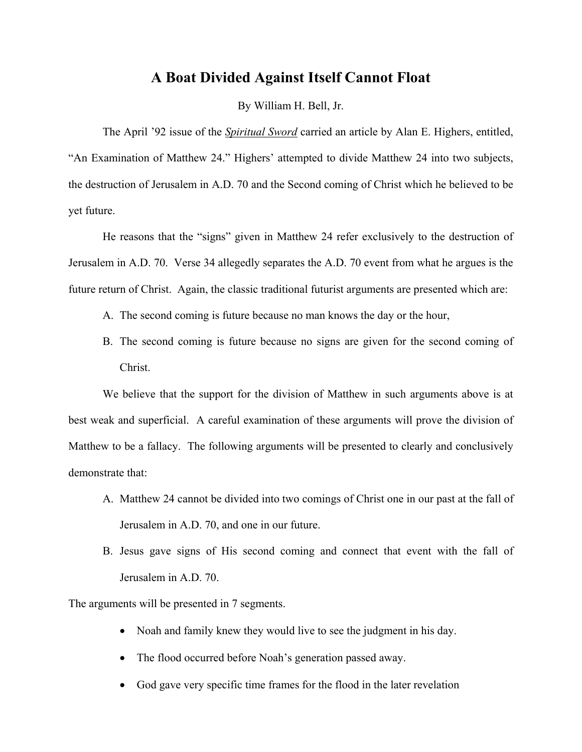# A Boat Divided Against Itself Cannot Float

By William H. Bell, Jr.

The April '92 issue of the *Spiritual Sword* carried an article by Alan E. Highers, entitled, "An Examination of Matthew 24." Highers' attempted to divide Matthew 24 into two subjects, the destruction of Jerusalem in A.D. 70 and the Second coming of Christ which he believed to be yet future.

He reasons that the "signs" given in Matthew 24 refer exclusively to the destruction of Jerusalem in A.D. 70. Verse 34 allegedly separates the A.D. 70 event from what he argues is the future return of Christ. Again, the classic traditional futurist arguments are presented which are:

A. The second coming is future because no man knows the day or the hour,

B. The second coming is future because no signs are given for the second coming of Christ.

We believe that the support for the division of Matthew in such arguments above is at best weak and superficial. A careful examination of these arguments will prove the division of Matthew to be a fallacy. The following arguments will be presented to clearly and conclusively demonstrate that:

A. Matthew 24 cannot be divided into two comings of Christ one in our past at the fall of Jerusalem in A.D. 70, and one in our future.

B. Jesus gave signs of His second coming and connect that event with the fall of Jerusalem in A.D. 70.

The arguments will be presented in 7 segments.

- Noah and family knew they would live to see the judgment in his day.
- The flood occurred before Noah's generation passed away.
- God gave very specific time frames for the flood in the later revelation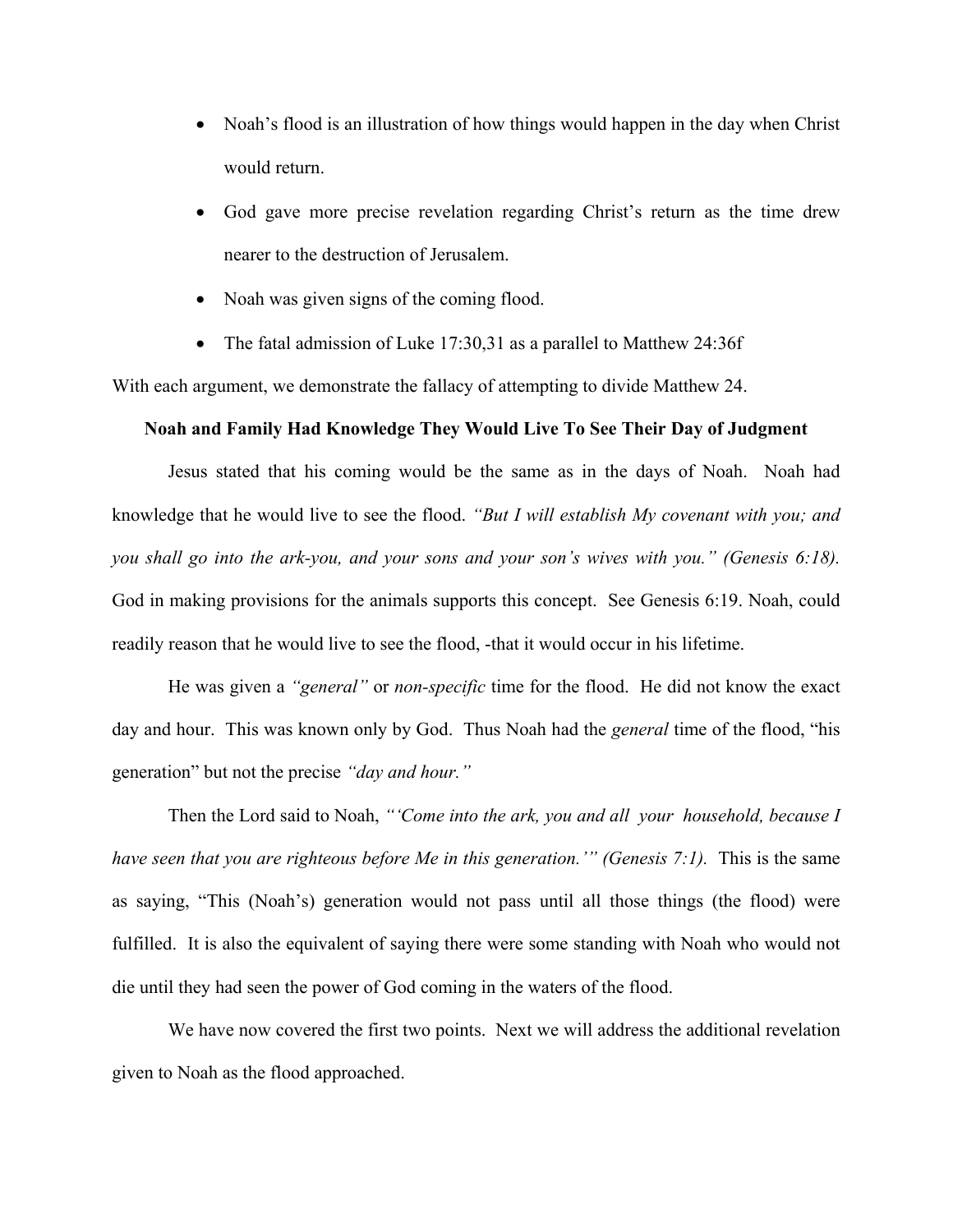- Noah's flood is an illustration of how things would happen in the day when Christ would return.
- God gave more precise revelation regarding Christ's return as the time drew nearer to the destruction of Jerusalem.
- Noah was given signs of the coming flood.
- The fatal admission of Luke 17:30,31 as a parallel to Matthew 24:36f

With each argument, we demonstrate the fallacy of attempting to divide Matthew 24.

**Noah and Family Had Knowledge They Would Live To See Their Day of Judgment**

Jesus stated that his coming would be the same as in the days of Noah. Noah had knowledge that he would live to see the flood. *"But I will establish My covenant with you; and you shall go into the ark-you, and your sons and your son's wives with you." (Genesis 6:18).* God in making provisions for the animals supports this concept. See Genesis 6:19. Noah, could readily reason that he would live to see the flood, -that it would occur in his lifetime.

He was given a *"general"* or *non-specific* time for the flood. He did not know the exact day and hour. This was known only by God. Thus Noah had the *general* time of the flood, "his generation" but not the precise *"day and hour."*

Then the Lord said to Noah, *"'Come into the ark, you and all your household, because I have seen that you are righteous before Me in this generation.'" (Genesis 7:1).* This is the same as saying, "This (Noah's) generation would not pass until all those things (the flood) were fulfilled. It is also the equivalent of saying there were some standing with Noah who would not die until they had seen the power of God coming in the waters of the flood.

We have now covered the first two points. Next we will address the additional revelation given to Noah as the flood approached.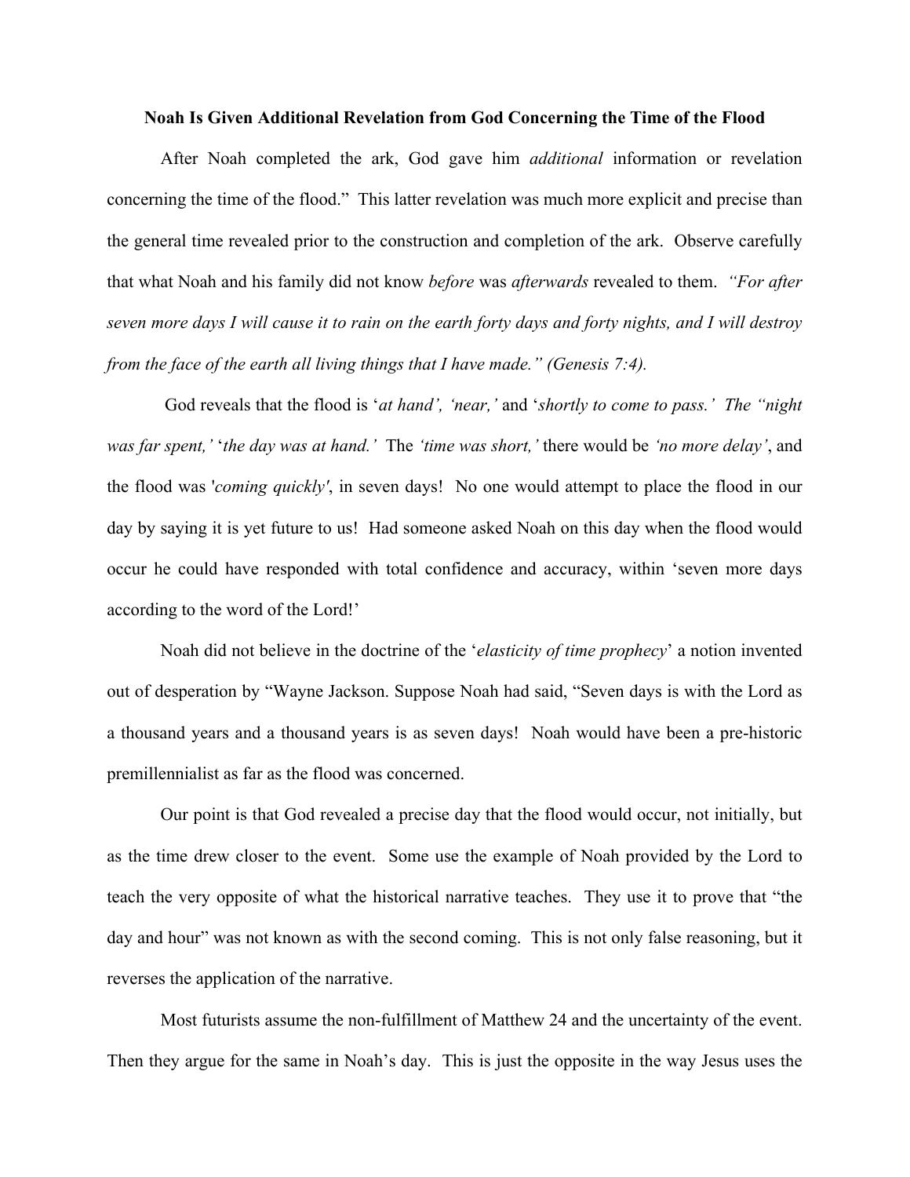**Noah Is Given Additional Revelation from God Concerning the Time of the Flood**

After Noah completed the ark, God gave him *additional* information or revelation concerning the time of the flood." This latter revelation was much more explicit and precise than the general time revealed prior to the construction and completion of the ark. Observe carefully that what Noah and his family did not know *before* was *afterwards* revealed to them. *"For after seven more days I will cause it to rain on the earth forty days and forty nights, and I will destroy from the face of the earth all living things that I have made." (Genesis 7:4).*

God reveals that the flood is '*at hand', 'near,'* and '*shortly to come to pass.' The "night was far spent,'* '*the day was at hand.'* The *'time was short,'* there would be *'no more delay'*, and the flood was '*coming quickly'*, in seven days! No one would attempt to place the flood in our day by saying it is yet future to us! Had someone asked Noah on this day when the flood would occur he could have responded with total confidence and accuracy, within 'seven more days according to the word of the Lord!'

Noah did not believe in the doctrine of the '*elasticity of time prophecy*' a notion invented out of desperation by "Wayne Jackson. Suppose Noah had said, "Seven days is with the Lord as a thousand years and a thousand years is as seven days! Noah would have been a pre-historic premillennialist as far as the flood was concerned.

Our point is that God revealed a precise day that the flood would occur, not initially, but as the time drew closer to the event. Some use the example of Noah provided by the Lord to teach the very opposite of what the historical narrative teaches. They use it to prove that "the day and hour" was not known as with the second coming. This is not only false reasoning, but it reverses the application of the narrative.

Most futurists assume the non-fulfillment of Matthew 24 and the uncertainty of the event. Then they argue for the same in Noah's day. This is just the opposite in the way Jesus uses the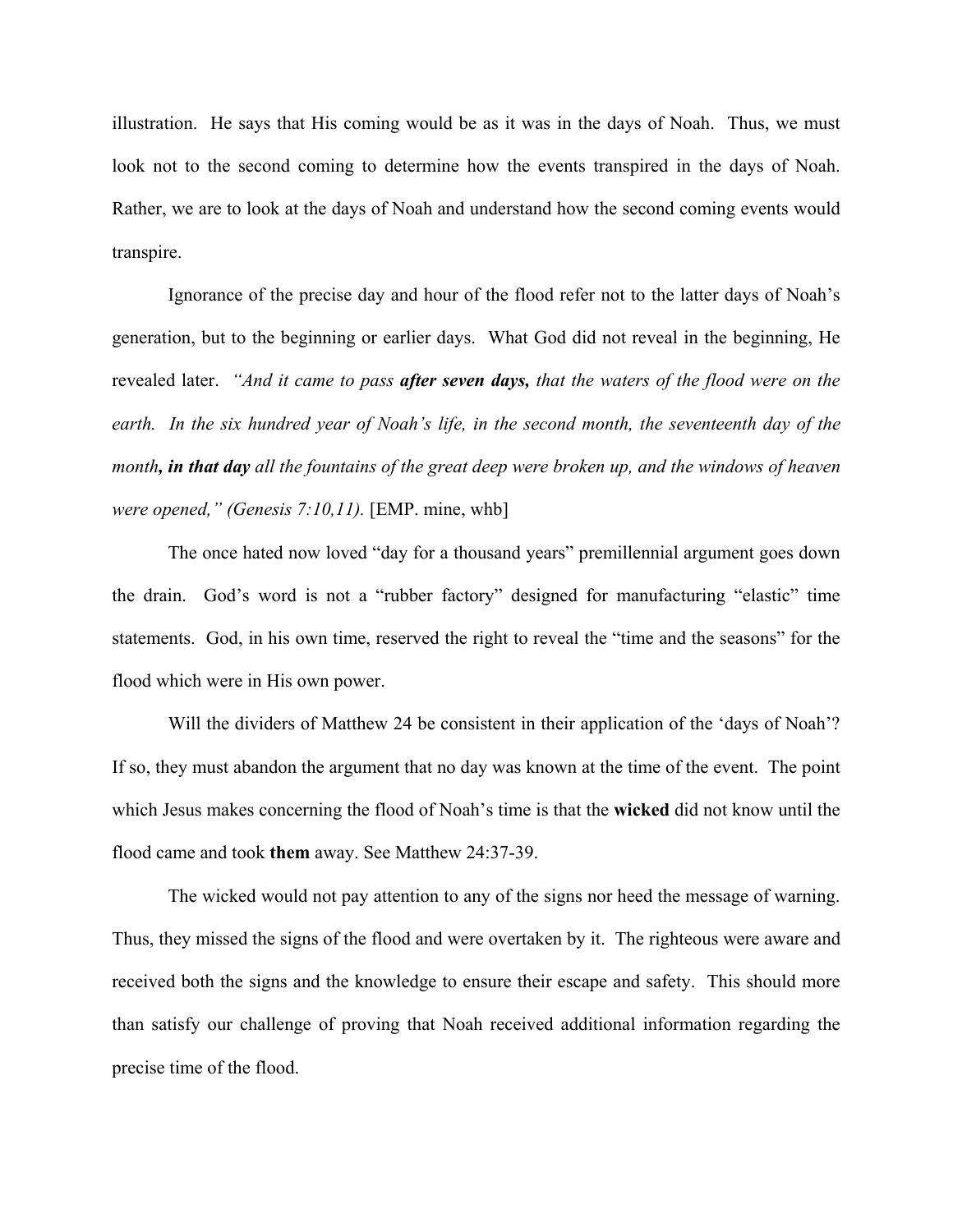illustration. He says that His coming would be as it was in the days of Noah. Thus, we must look not to the second coming to determine how the events transpired in the days of Noah. Rather, we are to look at the days of Noah and understand how the second coming events would transpire.

Ignorance of the precise day and hour of the flood refer not to the latter days of Noah's generation, but to the beginning or earlier days. What God did not reveal in the beginning, He revealed later. *"And it came to pass **after seven days,** that the waters of the flood were on the earth. In the six hundred year of Noah's life, in the second month, the seventeenth day of the month**, in that day** all the fountains of the great deep were broken up, and the windows of heaven were opened," (Genesis 7:10,11).* [EMP. mine, whb]

The once hated now loved "day for a thousand years" premillennial argument goes down the drain. God's word is not a "rubber factory" designed for manufacturing "elastic" time statements. God, in his own time, reserved the right to reveal the "time and the seasons" for the flood which were in His own power.

Will the dividers of Matthew 24 be consistent in their application of the 'days of Noah'? If so, they must abandon the argument that no day was known at the time of the event. The point which Jesus makes concerning the flood of Noah's time is that the **wicked** did not know until the flood came and took **them** away. See Matthew 24:37-39.

The wicked would not pay attention to any of the signs nor heed the message of warning. Thus, they missed the signs of the flood and were overtaken by it. The righteous were aware and received both the signs and the knowledge to ensure their escape and safety. This should more than satisfy our challenge of proving that Noah received additional information regarding the precise time of the flood.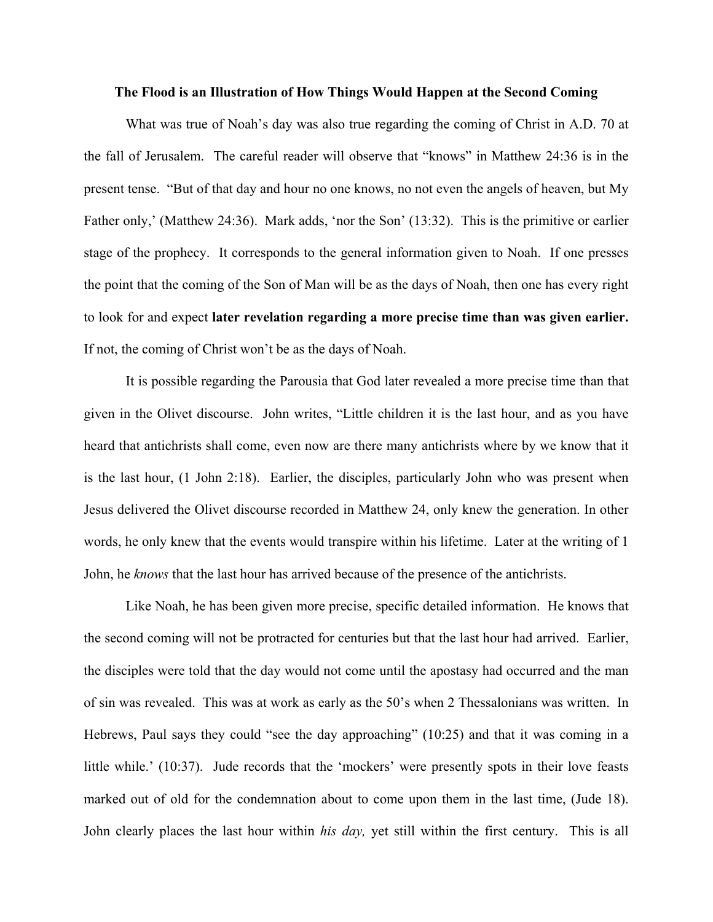**The Flood is an Illustration of How Things Would Happen at the Second Coming**

What was true of Noah's day was also true regarding the coming of Christ in A.D. 70 at the fall of Jerusalem. The careful reader will observe that "knows" in Matthew 24:36 is in the present tense. "But of that day and hour no one knows, no not even the angels of heaven, but My Father only,' (Matthew 24:36). Mark adds, 'nor the Son' (13:32). This is the primitive or earlier stage of the prophecy. It corresponds to the general information given to Noah. If one presses the point that the coming of the Son of Man will be as the days of Noah, then one has every right to look for and expect **later revelation regarding a more precise time than was given earlier.** If not, the coming of Christ won't be as the days of Noah.

It is possible regarding the Parousia that God later revealed a more precise time than that given in the Olivet discourse. John writes, "Little children it is the last hour, and as you have heard that antichrists shall come, even now are there many antichrists where by we know that it is the last hour, (1 John 2:18). Earlier, the disciples, particularly John who was present when Jesus delivered the Olivet discourse recorded in Matthew 24, only knew the generation. In other words, he only knew that the events would transpire within his lifetime. Later at the writing of 1 John, he *knows* that the last hour has arrived because of the presence of the antichrists.

Like Noah, he has been given more precise, specific detailed information. He knows that the second coming will not be protracted for centuries but that the last hour had arrived. Earlier, the disciples were told that the day would not come until the apostasy had occurred and the man of sin was revealed. This was at work as early as the 50's when 2 Thessalonians was written. In Hebrews, Paul says they could "see the day approaching" (10:25) and that it was coming in a little while.' (10:37). Jude records that the 'mockers' were presently spots in their love feasts marked out of old for the condemnation about to come upon them in the last time, (Jude 18). John clearly places the last hour within *his day,* yet still within the first century. This is all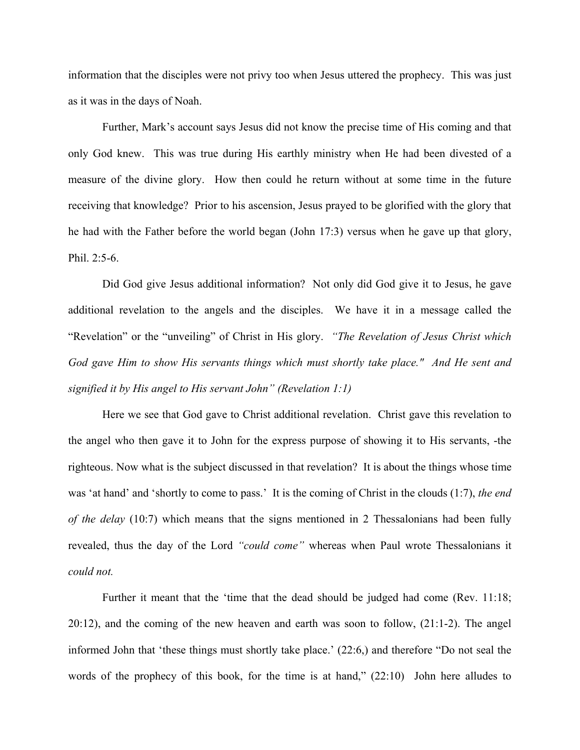information that the disciples were not privy too when Jesus uttered the prophecy. This was just as it was in the days of Noah.

Further, Mark's account says Jesus did not know the precise time of His coming and that only God knew. This was true during His earthly ministry when He had been divested of a measure of the divine glory. How then could he return without at some time in the future receiving that knowledge? Prior to his ascension, Jesus prayed to be glorified with the glory that he had with the Father before the world began (John 17:3) versus when he gave up that glory, Phil. 2:5-6.

Did God give Jesus additional information? Not only did God give it to Jesus, he gave additional revelation to the angels and the disciples. We have it in a message called the "Revelation" or the "unveiling" of Christ in His glory. *"The Revelation of Jesus Christ which God gave Him to show His servants things which must shortly take place." And He sent and signified it by His angel to His servant John" (Revelation 1:1)*

Here we see that God gave to Christ additional revelation. Christ gave this revelation to the angel who then gave it to John for the express purpose of showing it to His servants, -the righteous. Now what is the subject discussed in that revelation? It is about the things whose time was 'at hand' and 'shortly to come to pass.' It is the coming of Christ in the clouds (1:7), *the end of the delay* (10:7) which means that the signs mentioned in 2 Thessalonians had been fully revealed, thus the day of the Lord *"could come"* whereas when Paul wrote Thessalonians it *could not.*

Further it meant that the 'time that the dead should be judged had come (Rev. 11:18; 20:12), and the coming of the new heaven and earth was soon to follow, (21:1-2). The angel informed John that 'these things must shortly take place.' (22:6,) and therefore "Do not seal the words of the prophecy of this book, for the time is at hand," (22:10) John here alludes to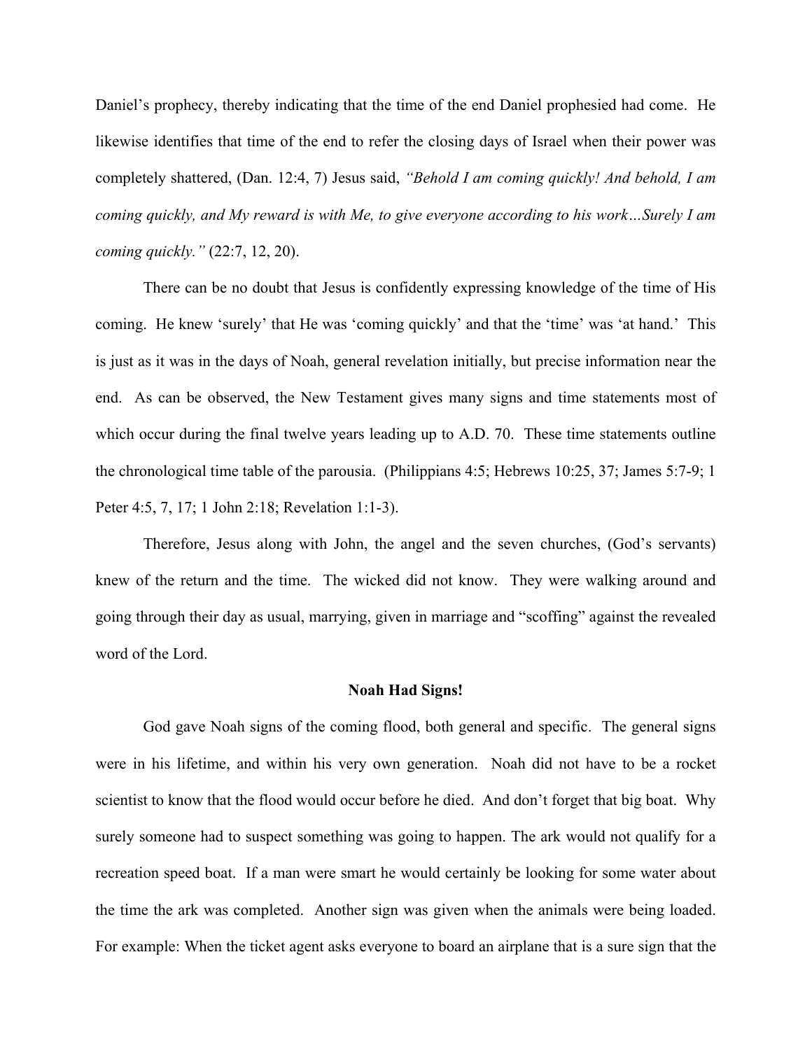Daniel's prophecy, thereby indicating that the time of the end Daniel prophesied had come. He likewise identifies that time of the end to refer the closing days of Israel when their power was completely shattered, (Dan. 12:4, 7) Jesus said, *"Behold I am coming quickly! And behold, I am coming quickly, and My reward is with Me, to give everyone according to his work…Surely I am coming quickly."* (22:7, 12, 20).

There can be no doubt that Jesus is confidently expressing knowledge of the time of His coming. He knew 'surely' that He was 'coming quickly' and that the 'time' was 'at hand.' This is just as it was in the days of Noah, general revelation initially, but precise information near the end. As can be observed, the New Testament gives many signs and time statements most of which occur during the final twelve years leading up to A.D. 70. These time statements outline the chronological time table of the parousia. (Philippians 4:5; Hebrews 10:25, 37; James 5:7-9; 1 Peter 4:5, 7, 17; 1 John 2:18; Revelation 1:1-3).

Therefore, Jesus along with John, the angel and the seven churches, (God's servants) knew of the return and the time. The wicked did not know. They were walking around and going through their day as usual, marrying, given in marriage and "scoffing" against the revealed word of the Lord.

**Noah Had Signs!**

God gave Noah signs of the coming flood, both general and specific. The general signs were in his lifetime, and within his very own generation. Noah did not have to be a rocket scientist to know that the flood would occur before he died. And don't forget that big boat. Why surely someone had to suspect something was going to happen. The ark would not qualify for a recreation speed boat. If a man were smart he would certainly be looking for some water about the time the ark was completed. Another sign was given when the animals were being loaded. For example: When the ticket agent asks everyone to board an airplane that is a sure sign that the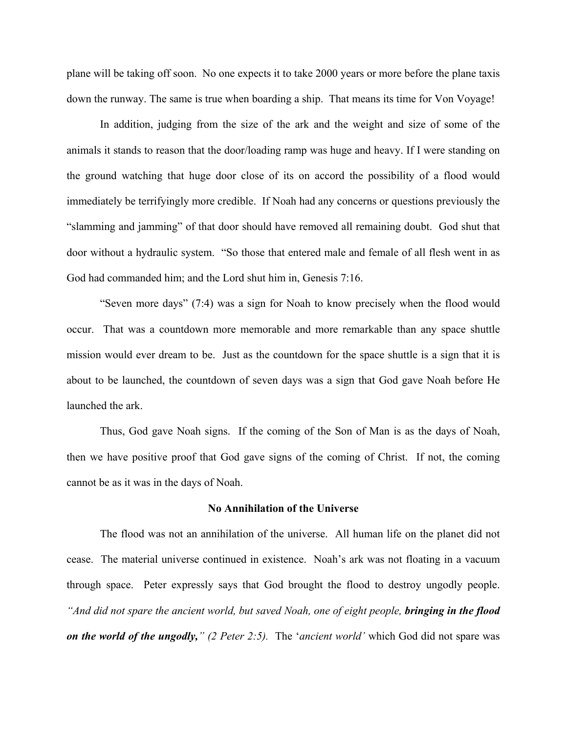plane will be taking off soon. No one expects it to take 2000 years or more before the plane taxis down the runway. The same is true when boarding a ship. That means its time for Von Voyage!

In addition, judging from the size of the ark and the weight and size of some of the animals it stands to reason that the door/loading ramp was huge and heavy. If I were standing on the ground watching that huge door close of its on accord the possibility of a flood would immediately be terrifyingly more credible. If Noah had any concerns or questions previously the "slamming and jamming" of that door should have removed all remaining doubt. God shut that door without a hydraulic system. "So those that entered male and female of all flesh went in as God had commanded him; and the Lord shut him in, Genesis 7:16.

"Seven more days" (7:4) was a sign for Noah to know precisely when the flood would occur. That was a countdown more memorable and more remarkable than any space shuttle mission would ever dream to be. Just as the countdown for the space shuttle is a sign that it is about to be launched, the countdown of seven days was a sign that God gave Noah before He launched the ark.

Thus, God gave Noah signs. If the coming of the Son of Man is as the days of Noah, then we have positive proof that God gave signs of the coming of Christ. If not, the coming cannot be as it was in the days of Noah.

### No Annihilation of the Universe

The flood was not an annihilation of the universe. All human life on the planet did not cease. The material universe continued in existence. Noah's ark was not floating in a vacuum through space. Peter expressly says that God brought the flood to destroy ungodly people. *"And did not spare the ancient world, but saved Noah, one of eight people,* ***bringing in the flood on the world of the ungodly,****" (2 Peter 2:5).* The '*ancient world'* which God did not spare was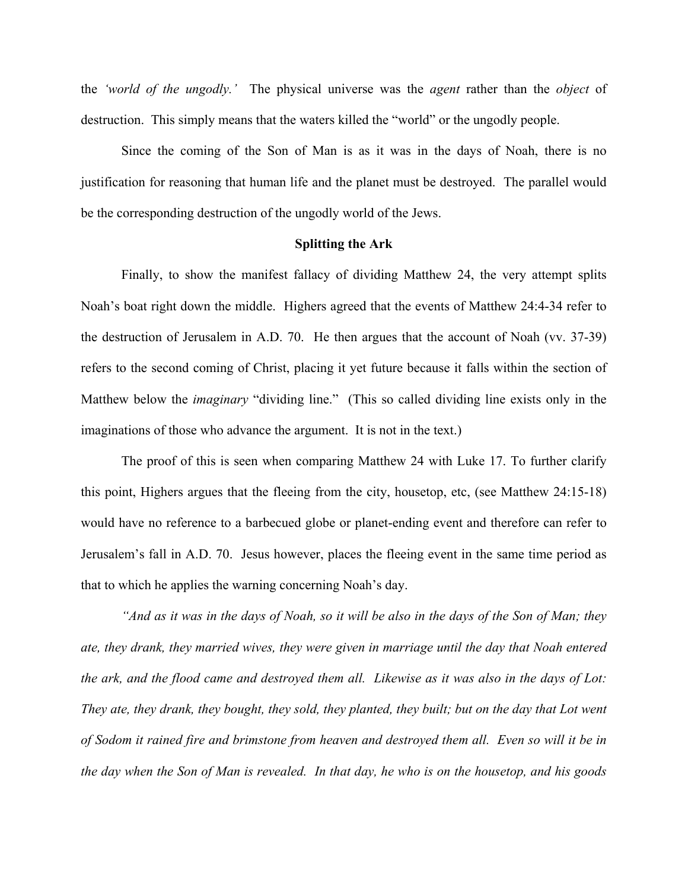the *'world of the ungodly.'* The physical universe was the *agent* rather than the *object* of destruction. This simply means that the waters killed the "world" or the ungodly people.

Since the coming of the Son of Man is as it was in the days of Noah, there is no justification for reasoning that human life and the planet must be destroyed. The parallel would be the corresponding destruction of the ungodly world of the Jews.

**Splitting the Ark**

Finally, to show the manifest fallacy of dividing Matthew 24, the very attempt splits Noah's boat right down the middle. Highers agreed that the events of Matthew 24:4-34 refer to the destruction of Jerusalem in A.D. 70. He then argues that the account of Noah (vv. 37-39) refers to the second coming of Christ, placing it yet future because it falls within the section of Matthew below the *imaginary* "dividing line." (This so called dividing line exists only in the imaginations of those who advance the argument. It is not in the text.)

The proof of this is seen when comparing Matthew 24 with Luke 17. To further clarify this point, Highers argues that the fleeing from the city, housetop, etc, (see Matthew 24:15-18) would have no reference to a barbecued globe or planet-ending event and therefore can refer to Jerusalem's fall in A.D. 70. Jesus however, places the fleeing event in the same time period as that to which he applies the warning concerning Noah's day.

*"And as it was in the days of Noah, so it will be also in the days of the Son of Man; they ate, they drank, they married wives, they were given in marriage until the day that Noah entered the ark, and the flood came and destroyed them all. Likewise as it was also in the days of Lot: They ate, they drank, they bought, they sold, they planted, they built; but on the day that Lot went of Sodom it rained fire and brimstone from heaven and destroyed them all. Even so will it be in the day when the Son of Man is revealed. In that day, he who is on the housetop, and his goods*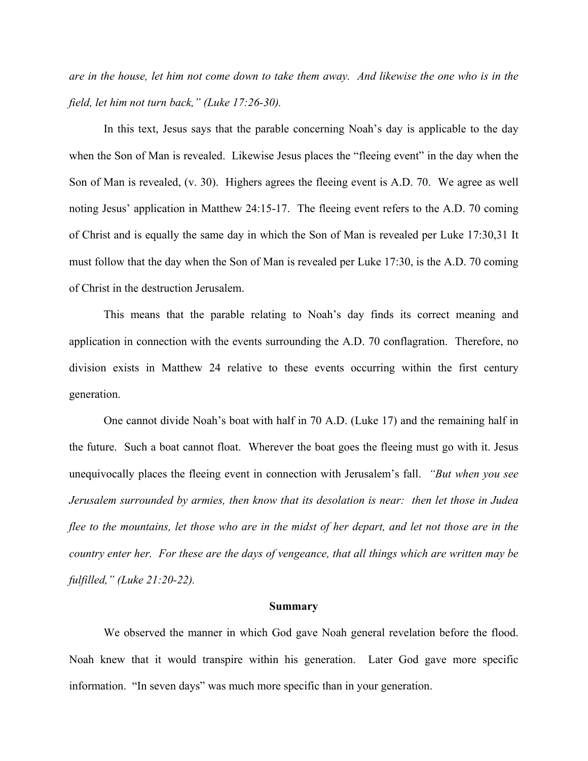*are in the house, let him not come down to take them away. And likewise the one who is in the field, let him not turn back," (Luke 17:26-30).*

In this text, Jesus says that the parable concerning Noah's day is applicable to the day when the Son of Man is revealed. Likewise Jesus places the "fleeing event" in the day when the Son of Man is revealed, (v. 30). Highers agrees the fleeing event is A.D. 70. We agree as well noting Jesus' application in Matthew 24:15-17. The fleeing event refers to the A.D. 70 coming of Christ and is equally the same day in which the Son of Man is revealed per Luke 17:30,31 It must follow that the day when the Son of Man is revealed per Luke 17:30, is the A.D. 70 coming of Christ in the destruction Jerusalem.

This means that the parable relating to Noah's day finds its correct meaning and application in connection with the events surrounding the A.D. 70 conflagration. Therefore, no division exists in Matthew 24 relative to these events occurring within the first century generation.

One cannot divide Noah's boat with half in 70 A.D. (Luke 17) and the remaining half in the future. Such a boat cannot float. Wherever the boat goes the fleeing must go with it. Jesus unequivocally places the fleeing event in connection with Jerusalem's fall. *"But when you see Jerusalem surrounded by armies, then know that its desolation is near: then let those in Judea flee to the mountains, let those who are in the midst of her depart, and let not those are in the country enter her. For these are the days of vengeance, that all things which are written may be fulfilled," (Luke 21:20-22).*

**Summary**

We observed the manner in which God gave Noah general revelation before the flood. Noah knew that it would transpire within his generation. Later God gave more specific information. "In seven days" was much more specific than in your generation.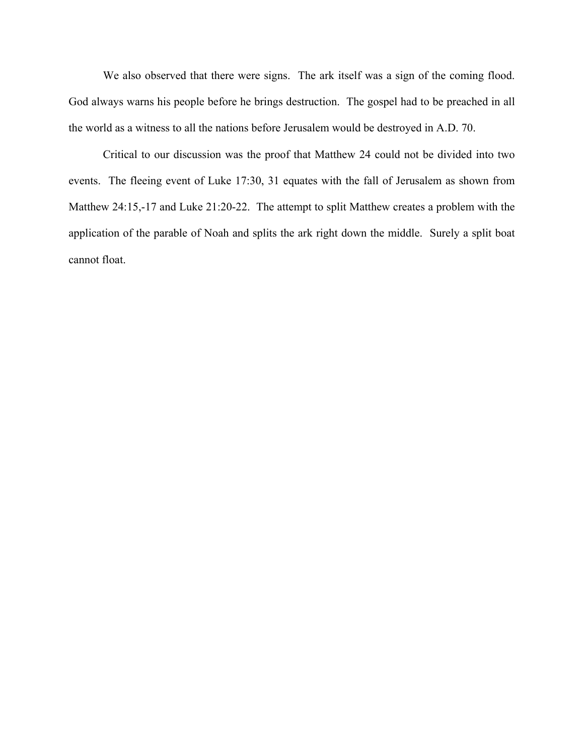We also observed that there were signs. The ark itself was a sign of the coming flood. God always warns his people before he brings destruction. The gospel had to be preached in all the world as a witness to all the nations before Jerusalem would be destroyed in A.D. 70.

Critical to our discussion was the proof that Matthew 24 could not be divided into two events. The fleeing event of Luke 17:30, 31 equates with the fall of Jerusalem as shown from Matthew 24:15,-17 and Luke 21:20-22. The attempt to split Matthew creates a problem with the application of the parable of Noah and splits the ark right down the middle. Surely a split boat cannot float.